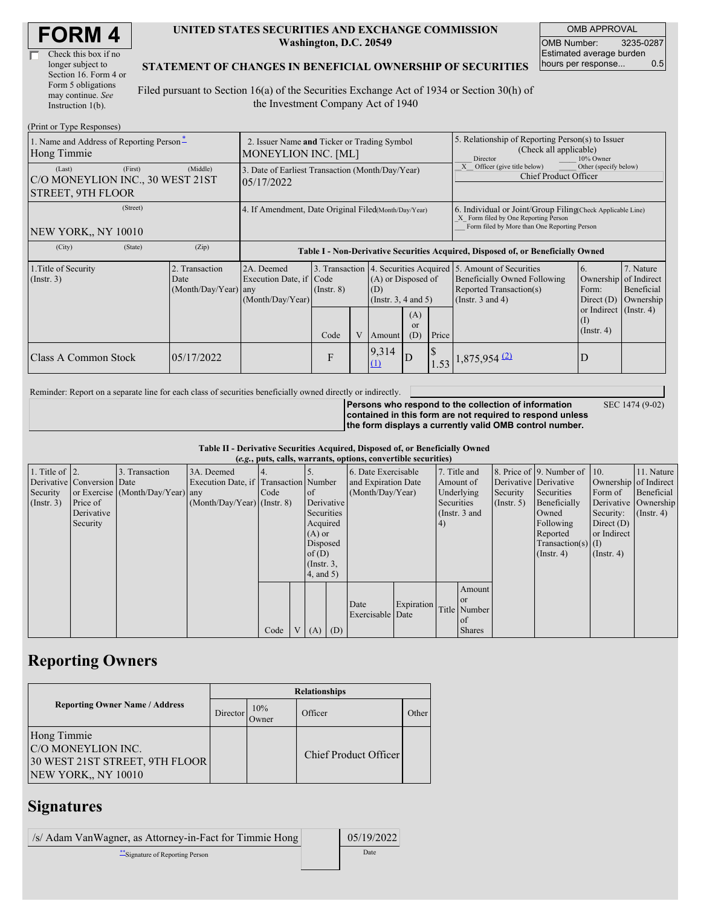# FORM 4

☐ Check this box if no longer subject to Section 16. Form 4 or Form 5 obligations may continue. *See* Instruction 1(b).

**UNITED STATES SECURITIES AND EXCHANGE COMMISSION**
**Washington, D.C. 20549**

**STATEMENT OF CHANGES IN BENEFICIAL OWNERSHIP OF SECURITIES**

Filed pursuant to Section 16(a) of the Securities Exchange Act of 1934 or Section 30(h) of the Investment Company Act of 1940

| OMB APPROVAL | |
|---|---|
| OMB Number: | 3235-0287 |
| Estimated average burden hours per response... | 0.5 |

(Print or Type Responses)

| | | |
|---|---|---|
| 1. Name and Address of Reporting Person* Hong Timmie | 2. Issuer Name **and** Ticker or Trading Symbol MONEYLION INC. [ML] | 5. Relationship of Reporting Person(s) to Issuer (Check all applicable) ___ Director ___ 10% Owner _X_ Officer (give title below) ___ Other (specify below) Chief Product Officer |
| (Last) (First) (Middle) C/O MONEYLION INC., 30 WEST 21ST STREET, 9TH FLOOR | 3. Date of Earliest Transaction (Month/Day/Year) 05/17/2022 | |
| (Street) NEW YORK,, NY 10010 | 4. If Amendment, Date Original Filed(Month/Day/Year) | 6. Individual or Joint/Group Filing(Check Applicable Line) _X_ Form filed by One Reporting Person ___ Form filed by More than One Reporting Person |
| (City) (State) (Zip) | | |

**Table I - Non-Derivative Securities Acquired, Disposed of, or Beneficially Owned**

| 1.Title of Security (Instr. 3) | 2. Transaction Date (Month/Day/Year) | 2A. Deemed Execution Date, if any (Month/Day/Year) | 3. Transaction Code (Instr. 8) | | 4. Securities Acquired (A) or Disposed of (D) (Instr. 3, 4 and 5) | | | 5. Amount of Securities Beneficially Owned Following Reported Transaction(s) (Instr. 3 and 4) | 6. Ownership Form: Direct (D) or Indirect (I) (Instr. 4) | 7. Nature of Indirect Beneficial Ownership (Instr. 4) |
|---|---|---|---|---|---|---|---|---|---|---|
| | | | Code | V | Amount | (A) or (D) | Price | | | |
| Class A Common Stock | 05/17/2022 | | F | | 9,314 (1) | D | $ 1.53 | 1,875,954 (2) | D | |

Reminder: Report on a separate line for each class of securities beneficially owned directly or indirectly.

**Persons who respond to the collection of information contained in this form are not required to respond unless the form displays a currently valid OMB control number.** SEC 1474 (9-02)

**Table II - Derivative Securities Acquired, Disposed of, or Beneficially Owned**
***(e.g., puts, calls, warrants, options, convertible securities)***

| 1. Title of Derivative Security (Instr. 3) | 2. Conversion or Exercise Price of Derivative Security | 3. Transaction Date (Month/Day/Year) | 3A. Deemed Execution Date, if any (Month/Day/Year) | 4. Transaction Code (Instr. 8) | | 5. Number of Derivative Securities Acquired (A) or Disposed of (D) (Instr. 3, 4, and 5) | | 6. Date Exercisable and Expiration Date (Month/Day/Year) | | 7. Title and Amount of Underlying Securities (Instr. 3 and 4) | | 8. Price of Derivative Security (Instr. 5) | 9. Number of Derivative Securities Beneficially Owned Following Reported Transaction(s) (Instr. 4) | 10. Ownership Form of Derivative Security: Direct (D) or Indirect (I) (Instr. 4) | 11. Nature of Indirect Beneficial Ownership (Instr. 4) |
|---|---|---|---|---|---|---|---|---|---|---|---|---|---|---|---|
| | | | | Code | V | (A) | (D) | Date Exercisable | Expiration Date | Title | Amount or Number of Shares | | | | |

## Reporting Owners

| Reporting Owner Name / Address | Relationships | | | |
|---|---|---|---|---|
| | Director | 10% Owner | Officer | Other |
| Hong Timmie C/O MONEYLION INC. 30 WEST 21ST STREET, 9TH FLOOR NEW YORK,, NY 10010 | | | Chief Product Officer | |

## Signatures

| | |
|---|---|
| /s/ Adam VanWagner, as Attorney-in-Fact for Timmie Hong | 05/19/2022 |
| **Signature of Reporting Person | Date |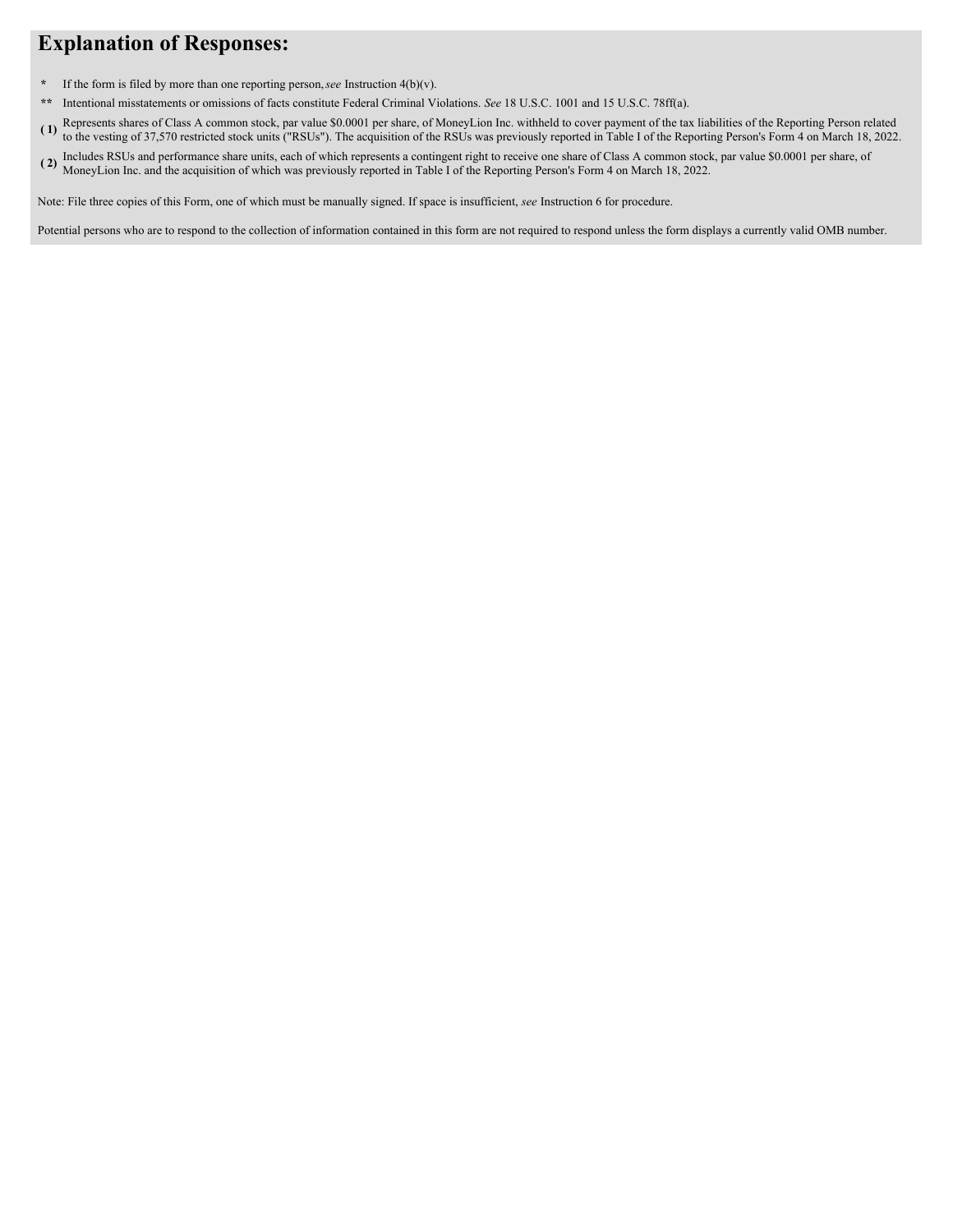# Explanation of Responses:

\* If the form is filed by more than one reporting person, *see* Instruction 4(b)(v).

\*\* Intentional misstatements or omissions of facts constitute Federal Criminal Violations. *See* 18 U.S.C. 1001 and 15 U.S.C. 78ff(a).

**( 1)** Represents shares of Class A common stock, par value $0.0001 per share, of MoneyLion Inc. withheld to cover payment of the tax liabilities of the Reporting Person related to the vesting of 37,570 restricted stock units ("RSUs"). The acquisition of the RSUs was previously reported in Table I of the Reporting Person's Form 4 on March 18, 2022.

**( 2)** Includes RSUs and performance share units, each of which represents a contingent right to receive one share of Class A common stock, par value $0.0001 per share, of MoneyLion Inc. and the acquisition of which was previously reported in Table I of the Reporting Person's Form 4 on March 18, 2022.

Note: File three copies of this Form, one of which must be manually signed. If space is insufficient, *see* Instruction 6 for procedure.

Potential persons who are to respond to the collection of information contained in this form are not required to respond unless the form displays a currently valid OMB number.